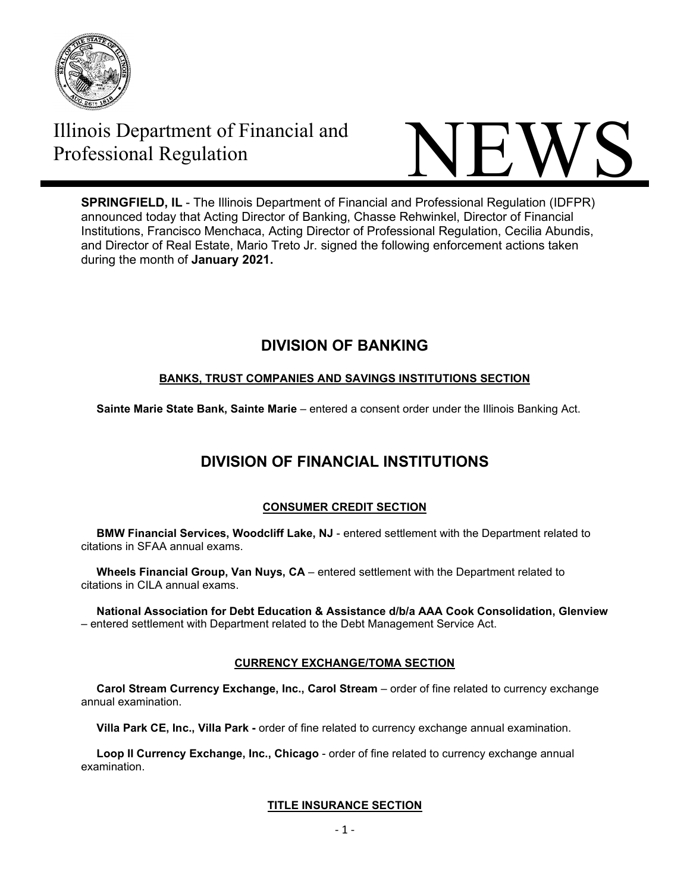# Illinois Department of Financial and Professional Regulation

# NEWS

**SPRINGFIELD, IL** - The Illinois Department of Financial and Professional Regulation (IDFPR) announced today that Acting Director of Banking, Chasse Rehwinkel, Director of Financial Institutions, Francisco Menchaca, Acting Director of Professional Regulation, Cecilia Abundis, and Director of Real Estate, Mario Treto Jr. signed the following enforcement actions taken during the month of **January 2021.**

## DIVISION OF BANKING

### BANKS, TRUST COMPANIES AND SAVINGS INSTITUTIONS SECTION

**Sainte Marie State Bank, Sainte Marie** – entered a consent order under the Illinois Banking Act.

## DIVISION OF FINANCIAL INSTITUTIONS

### CONSUMER CREDIT SECTION

**BMW Financial Services, Woodcliff Lake, NJ** - entered settlement with the Department related to citations in SFAA annual exams.

**Wheels Financial Group, Van Nuys, CA** – entered settlement with the Department related to citations in CILA annual exams.

**National Association for Debt Education & Assistance d/b/a AAA Cook Consolidation, Glenview** – entered settlement with Department related to the Debt Management Service Act.

### CURRENCY EXCHANGE/TOMA SECTION

**Carol Stream Currency Exchange, Inc., Carol Stream** – order of fine related to currency exchange annual examination.

**Villa Park CE, Inc., Villa Park -** order of fine related to currency exchange annual examination.

**Loop II Currency Exchange, Inc., Chicago** - order of fine related to currency exchange annual examination.

### TITLE INSURANCE SECTION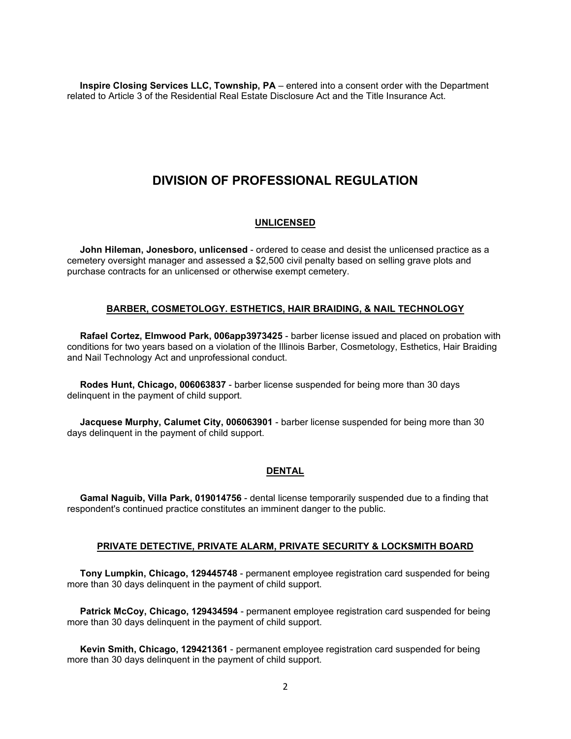**Inspire Closing Services LLC, Township, PA** – entered into a consent order with the Department related to Article 3 of the Residential Real Estate Disclosure Act and the Title Insurance Act.

# DIVISION OF PROFESSIONAL REGULATION

## UNLICENSED

**John Hileman, Jonesboro, unlicensed** - ordered to cease and desist the unlicensed practice as a cemetery oversight manager and assessed a $2,500 civil penalty based on selling grave plots and purchase contracts for an unlicensed or otherwise exempt cemetery.

## BARBER, COSMETOLOGY. ESTHETICS, HAIR BRAIDING, & NAIL TECHNOLOGY

**Rafael Cortez, Elmwood Park, 006app3973425** - barber license issued and placed on probation with conditions for two years based on a violation of the Illinois Barber, Cosmetology, Esthetics, Hair Braiding and Nail Technology Act and unprofessional conduct.

**Rodes Hunt, Chicago, 006063837** - barber license suspended for being more than 30 days delinquent in the payment of child support.

**Jacquese Murphy, Calumet City, 006063901** - barber license suspended for being more than 30 days delinquent in the payment of child support.

## DENTAL

**Gamal Naguib, Villa Park, 019014756** - dental license temporarily suspended due to a finding that respondent's continued practice constitutes an imminent danger to the public.

## PRIVATE DETECTIVE, PRIVATE ALARM, PRIVATE SECURITY & LOCKSMITH BOARD

**Tony Lumpkin, Chicago, 129445748** - permanent employee registration card suspended for being more than 30 days delinquent in the payment of child support.

**Patrick McCoy, Chicago, 129434594** - permanent employee registration card suspended for being more than 30 days delinquent in the payment of child support.

**Kevin Smith, Chicago, 129421361** - permanent employee registration card suspended for being more than 30 days delinquent in the payment of child support.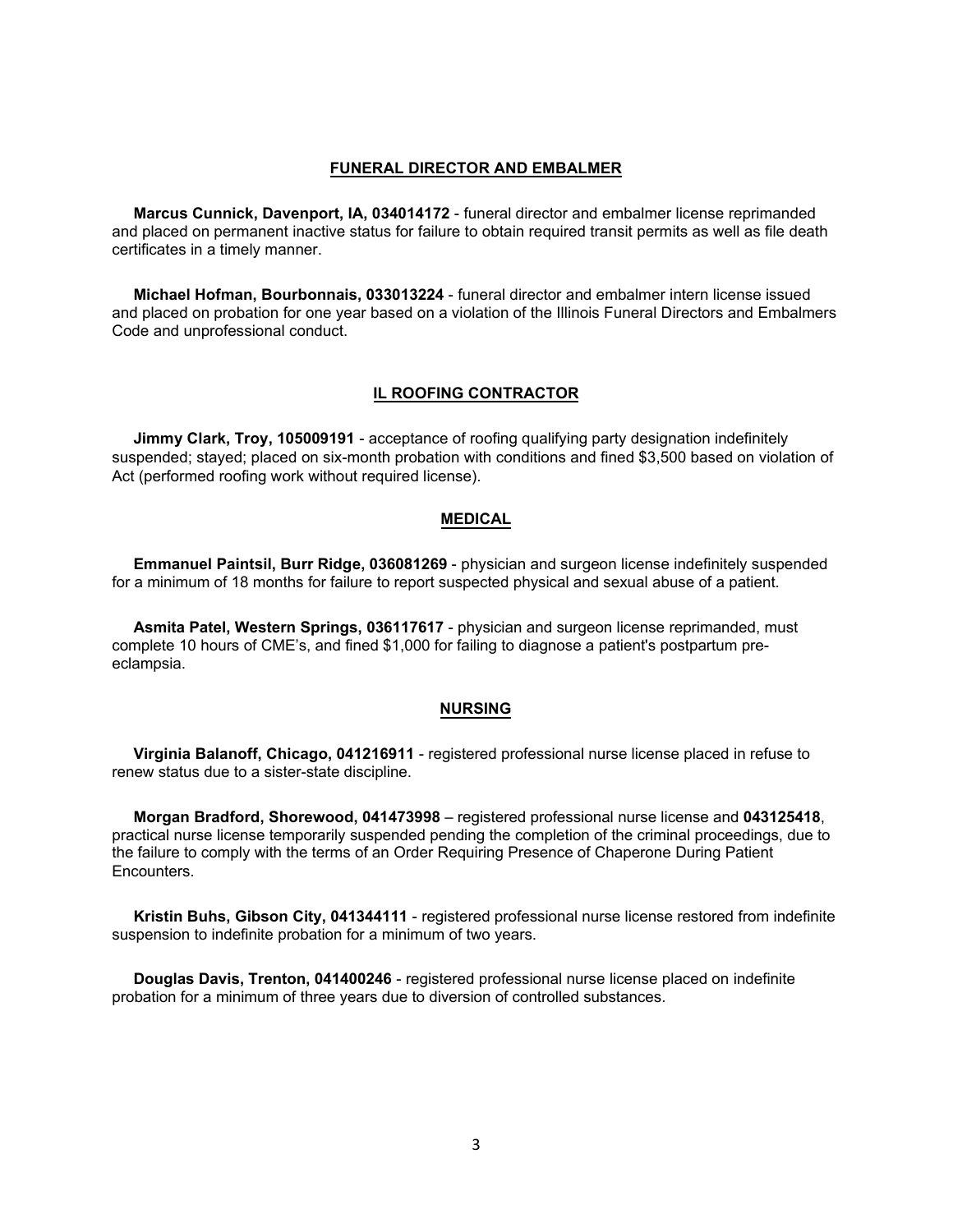## FUNERAL DIRECTOR AND EMBALMER

**Marcus Cunnick, Davenport, IA, 034014172** - funeral director and embalmer license reprimanded and placed on permanent inactive status for failure to obtain required transit permits as well as file death certificates in a timely manner.

**Michael Hofman, Bourbonnais, 033013224** - funeral director and embalmer intern license issued and placed on probation for one year based on a violation of the Illinois Funeral Directors and Embalmers Code and unprofessional conduct.

## IL ROOFING CONTRACTOR

**Jimmy Clark, Troy, 105009191** - acceptance of roofing qualifying party designation indefinitely suspended; stayed; placed on six-month probation with conditions and fined $3,500 based on violation of Act (performed roofing work without required license).

## MEDICAL

**Emmanuel Paintsil, Burr Ridge, 036081269** - physician and surgeon license indefinitely suspended for a minimum of 18 months for failure to report suspected physical and sexual abuse of a patient.

**Asmita Patel, Western Springs, 036117617** - physician and surgeon license reprimanded, must complete 10 hours of CME's, and fined $1,000 for failing to diagnose a patient's postpartum pre-eclampsia.

## NURSING

**Virginia Balanoff, Chicago, 041216911** - registered professional nurse license placed in refuse to renew status due to a sister-state discipline.

**Morgan Bradford, Shorewood, 041473998** – registered professional nurse license and **043125418**, practical nurse license temporarily suspended pending the completion of the criminal proceedings, due to the failure to comply with the terms of an Order Requiring Presence of Chaperone During Patient Encounters.

**Kristin Buhs, Gibson City, 041344111** - registered professional nurse license restored from indefinite suspension to indefinite probation for a minimum of two years.

**Douglas Davis, Trenton, 041400246** - registered professional nurse license placed on indefinite probation for a minimum of three years due to diversion of controlled substances.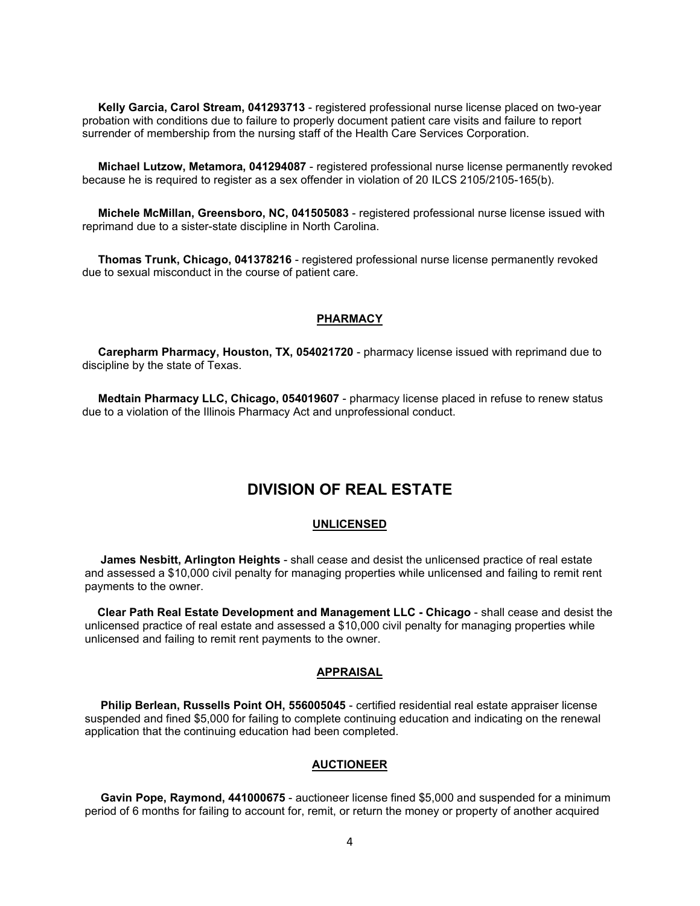**Kelly Garcia, Carol Stream, 041293713** - registered professional nurse license placed on two-year probation with conditions due to failure to properly document patient care visits and failure to report surrender of membership from the nursing staff of the Health Care Services Corporation.

**Michael Lutzow, Metamora, 041294087** - registered professional nurse license permanently revoked because he is required to register as a sex offender in violation of 20 ILCS 2105/2105-165(b).

**Michele McMillan, Greensboro, NC, 041505083** - registered professional nurse license issued with reprimand due to a sister-state discipline in North Carolina.

**Thomas Trunk, Chicago, 041378216** - registered professional nurse license permanently revoked due to sexual misconduct in the course of patient care.

### PHARMACY

**Carepharm Pharmacy, Houston, TX, 054021720** - pharmacy license issued with reprimand due to discipline by the state of Texas.

**Medtain Pharmacy LLC, Chicago, 054019607** - pharmacy license placed in refuse to renew status due to a violation of the Illinois Pharmacy Act and unprofessional conduct.

## DIVISION OF REAL ESTATE

### UNLICENSED

**James Nesbitt, Arlington Heights** - shall cease and desist the unlicensed practice of real estate and assessed a $10,000 civil penalty for managing properties while unlicensed and failing to remit rent payments to the owner.

**Clear Path Real Estate Development and Management LLC - Chicago** - shall cease and desist the unlicensed practice of real estate and assessed a $10,000 civil penalty for managing properties while unlicensed and failing to remit rent payments to the owner.

### APPRAISAL

**Philip Berlean, Russells Point OH, 556005045** - certified residential real estate appraiser license suspended and fined $5,000 for failing to complete continuing education and indicating on the renewal application that the continuing education had been completed.

### AUCTIONEER

**Gavin Pope, Raymond, 441000675** - auctioneer license fined $5,000 and suspended for a minimum period of 6 months for failing to account for, remit, or return the money or property of another acquired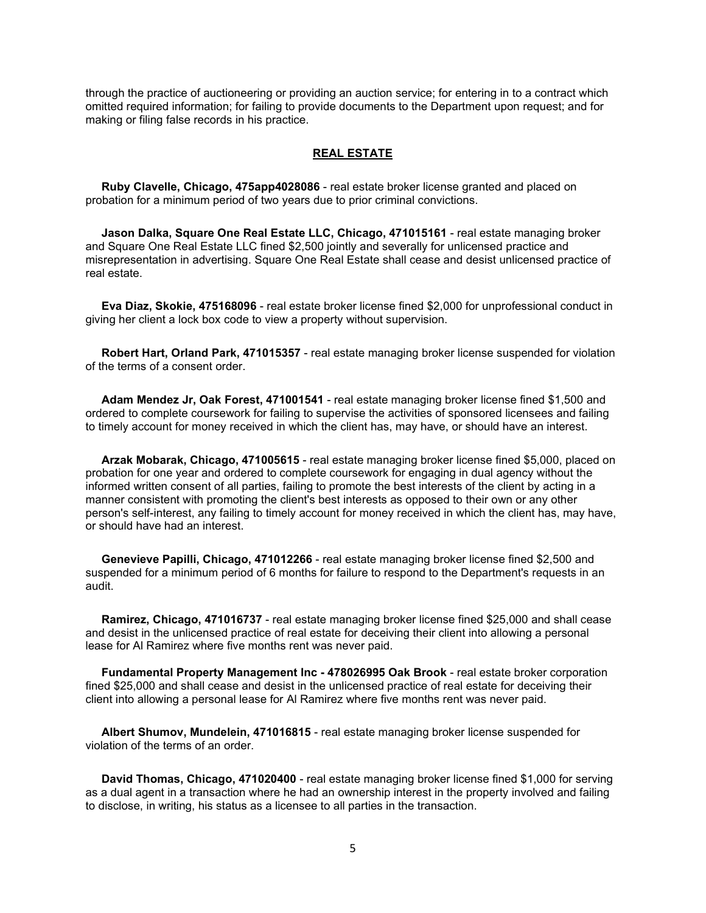through the practice of auctioneering or providing an auction service; for entering in to a contract which omitted required information; for failing to provide documents to the Department upon request; and for making or filing false records in his practice.

## REAL ESTATE

**Ruby Clavelle, Chicago, 475app4028086** - real estate broker license granted and placed on probation for a minimum period of two years due to prior criminal convictions.

**Jason Dalka, Square One Real Estate LLC, Chicago, 471015161** - real estate managing broker and Square One Real Estate LLC fined $2,500 jointly and severally for unlicensed practice and misrepresentation in advertising. Square One Real Estate shall cease and desist unlicensed practice of real estate.

**Eva Diaz, Skokie, 475168096** - real estate broker license fined $2,000 for unprofessional conduct in giving her client a lock box code to view a property without supervision.

**Robert Hart, Orland Park, 471015357** - real estate managing broker license suspended for violation of the terms of a consent order.

**Adam Mendez Jr, Oak Forest, 471001541** - real estate managing broker license fined $1,500 and ordered to complete coursework for failing to supervise the activities of sponsored licensees and failing to timely account for money received in which the client has, may have, or should have an interest.

**Arzak Mobarak, Chicago, 471005615** - real estate managing broker license fined $5,000, placed on probation for one year and ordered to complete coursework for engaging in dual agency without the informed written consent of all parties, failing to promote the best interests of the client by acting in a manner consistent with promoting the client's best interests as opposed to their own or any other person's self-interest, any failing to timely account for money received in which the client has, may have, or should have had an interest.

**Genevieve Papilli, Chicago, 471012266** - real estate managing broker license fined $2,500 and suspended for a minimum period of 6 months for failure to respond to the Department's requests in an audit.

**Ramirez, Chicago, 471016737** - real estate managing broker license fined $25,000 and shall cease and desist in the unlicensed practice of real estate for deceiving their client into allowing a personal lease for Al Ramirez where five months rent was never paid.

**Fundamental Property Management Inc - 478026995 Oak Brook** - real estate broker corporation fined $25,000 and shall cease and desist in the unlicensed practice of real estate for deceiving their client into allowing a personal lease for Al Ramirez where five months rent was never paid.

**Albert Shumov, Mundelein, 471016815** - real estate managing broker license suspended for violation of the terms of an order.

**David Thomas, Chicago, 471020400** - real estate managing broker license fined $1,000 for serving as a dual agent in a transaction where he had an ownership interest in the property involved and failing to disclose, in writing, his status as a licensee to all parties in the transaction.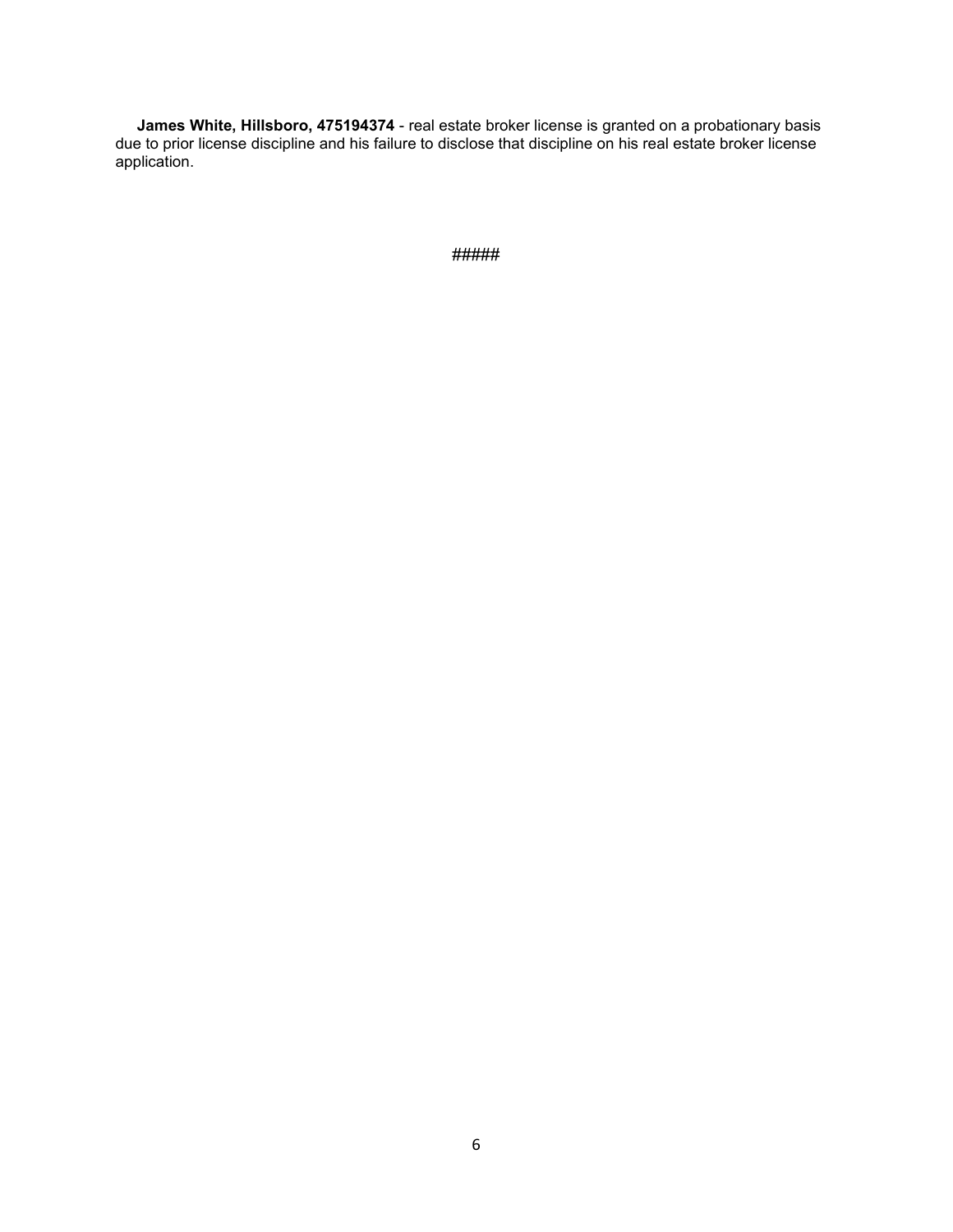**James White, Hillsboro, 475194374** - real estate broker license is granted on a probationary basis due to prior license discipline and his failure to disclose that discipline on his real estate broker license application.

#####